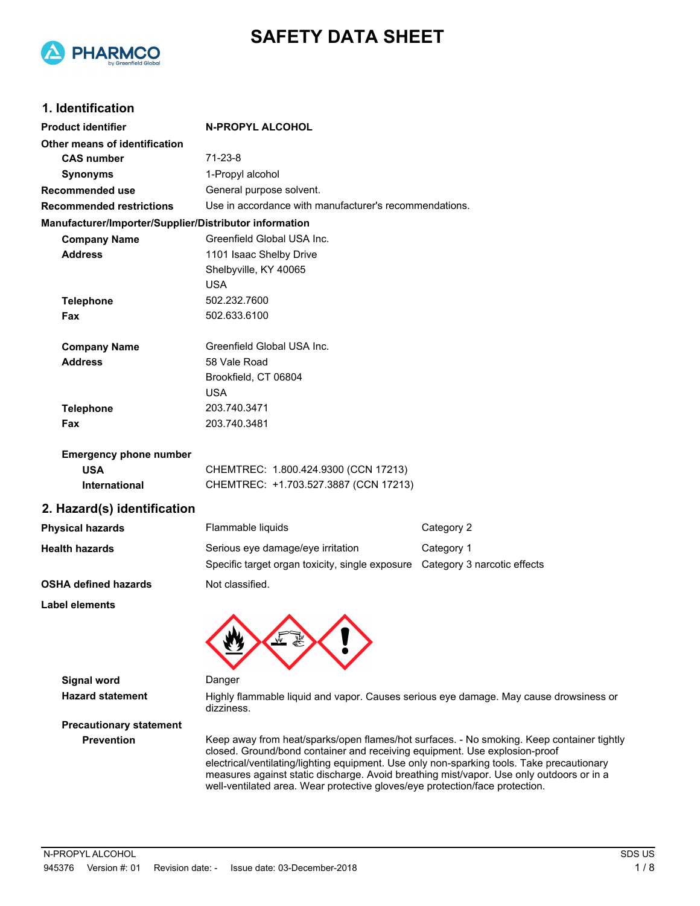# SAFETY DATA SHEET

## 1. Identification

| | |
|---|---|
| **Product identifier** | **N-PROPYL ALCOHOL** |
| **Other means of identification** | |
| **CAS number** | 71-23-8 |
| **Synonyms** | 1-Propyl alcohol |
| **Recommended use** | General purpose solvent. |
| **Recommended restrictions** | Use in accordance with manufacturer's recommendations. |

**Manufacturer/Importer/Supplier/Distributor information**

| | |
|---|---|
| **Company Name** | Greenfield Global USA Inc. |
| **Address** | 1101 Isaac Shelby Drive<br>Shelbyville, KY 40065<br>USA |
| **Telephone** | 502.232.7600 |
| **Fax** | 502.633.6100 |

| | |
|---|---|
| **Company Name** | Greenfield Global USA Inc. |
| **Address** | 58 Vale Road<br>Brookfield, CT 06804<br>USA |
| **Telephone** | 203.740.3471 |
| **Fax** | 203.740.3481 |

**Emergency phone number**

| | |
|---|---|
| **USA** | CHEMTREC: 1.800.424.9300 (CCN 17213) |
| **International** | CHEMTREC: +1.703.527.3887 (CCN 17213) |

## 2. Hazard(s) identification

| | | |
|---|---|---|
| **Physical hazards** | Flammable liquids | Category 2 |
| **Health hazards** | Serious eye damage/eye irritation | Category 1 |
| | Specific target organ toxicity, single exposure | Category 3 narcotic effects |
| **OSHA defined hazards** | Not classified. | |

**Label elements**

**Signal word** Danger

**Hazard statement** Highly flammable liquid and vapor. Causes serious eye damage. May cause drowsiness or dizziness.

**Precautionary statement**

**Prevention** Keep away from heat/sparks/open flames/hot surfaces. - No smoking. Keep container tightly closed. Ground/bond container and receiving equipment. Use explosion-proof electrical/ventilating/lighting equipment. Use only non-sparking tools. Take precautionary measures against static discharge. Avoid breathing mist/vapor. Use only outdoors or in a well-ventilated area. Wear protective gloves/eye protection/face protection.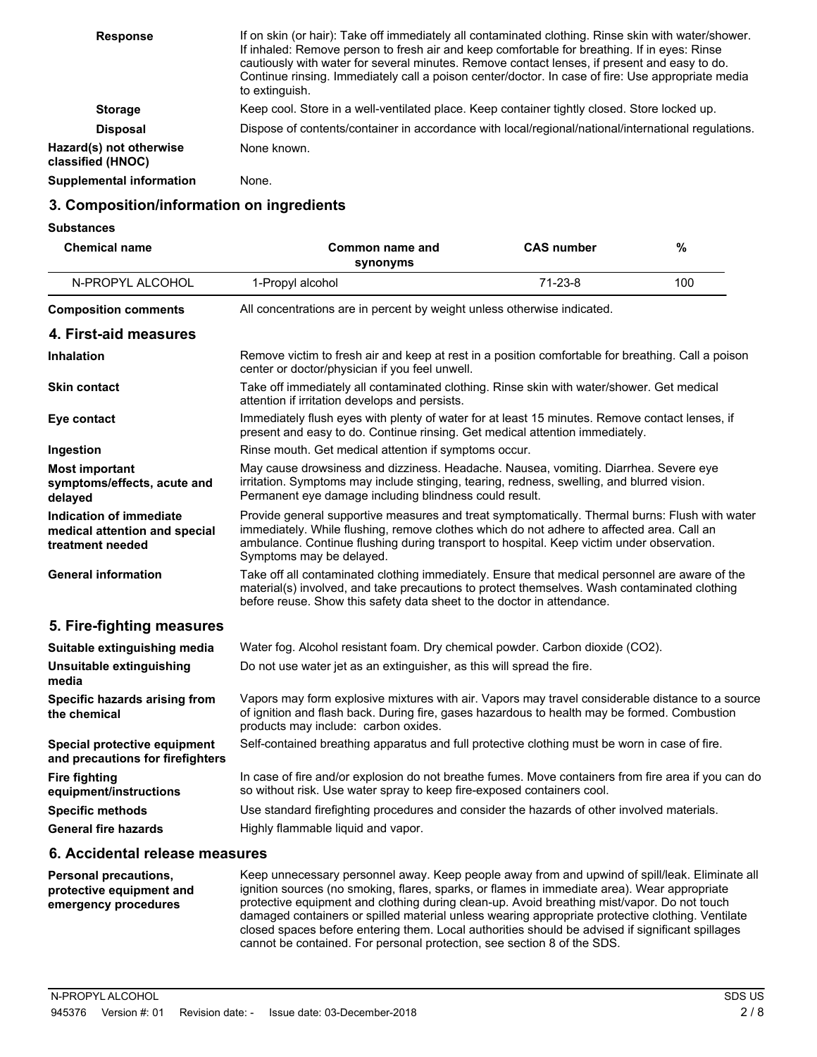| | |
|---|---|
| **Response** | If on skin (or hair): Take off immediately all contaminated clothing. Rinse skin with water/shower. If inhaled: Remove person to fresh air and keep comfortable for breathing. If in eyes: Rinse cautiously with water for several minutes. Remove contact lenses, if present and easy to do. Continue rinsing. Immediately call a poison center/doctor. In case of fire: Use appropriate media to extinguish. |
| **Storage** | Keep cool. Store in a well-ventilated place. Keep container tightly closed. Store locked up. |
| **Disposal** | Dispose of contents/container in accordance with local/regional/national/international regulations. |
| **Hazard(s) not otherwise classified (HNOC)** | None known. |
| **Supplemental information** | None. |

## 3. Composition/information on ingredients

**Substances**

| Chemical name | Common name and synonyms | CAS number | % |
|---|---|---|---|
| N-PROPYL ALCOHOL | 1-Propyl alcohol | 71-23-8 | 100 |

| | |
|---|---|
| **Composition comments** | All concentrations are in percent by weight unless otherwise indicated. |

## 4. First-aid measures

| | |
|---|---|
| **Inhalation** | Remove victim to fresh air and keep at rest in a position comfortable for breathing. Call a poison center or doctor/physician if you feel unwell. |
| **Skin contact** | Take off immediately all contaminated clothing. Rinse skin with water/shower. Get medical attention if irritation develops and persists. |
| **Eye contact** | Immediately flush eyes with plenty of water for at least 15 minutes. Remove contact lenses, if present and easy to do. Continue rinsing. Get medical attention immediately. |
| **Ingestion** | Rinse mouth. Get medical attention if symptoms occur. |
| **Most important symptoms/effects, acute and delayed** | May cause drowsiness and dizziness. Headache. Nausea, vomiting. Diarrhea. Severe eye irritation. Symptoms may include stinging, tearing, redness, swelling, and blurred vision. Permanent eye damage including blindness could result. |
| **Indication of immediate medical attention and special treatment needed** | Provide general supportive measures and treat symptomatically. Thermal burns: Flush with water immediately. While flushing, remove clothes which do not adhere to affected area. Call an ambulance. Continue flushing during transport to hospital. Keep victim under observation. Symptoms may be delayed. |
| **General information** | Take off all contaminated clothing immediately. Ensure that medical personnel are aware of the material(s) involved, and take precautions to protect themselves. Wash contaminated clothing before reuse. Show this safety data sheet to the doctor in attendance. |

## 5. Fire-fighting measures

| | |
|---|---|
| **Suitable extinguishing media** | Water fog. Alcohol resistant foam. Dry chemical powder. Carbon dioxide ($CO_2$). |
| **Unsuitable extinguishing media** | Do not use water jet as an extinguisher, as this will spread the fire. |
| **Specific hazards arising from the chemical** | Vapors may form explosive mixtures with air. Vapors may travel considerable distance to a source of ignition and flash back. During fire, gases hazardous to health may be formed. Combustion products may include: carbon oxides. |
| **Special protective equipment and precautions for firefighters** | Self-contained breathing apparatus and full protective clothing must be worn in case of fire. |
| **Fire fighting equipment/instructions** | In case of fire and/or explosion do not breathe fumes. Move containers from fire area if you can do so without risk. Use water spray to keep fire-exposed containers cool. |
| **Specific methods** | Use standard firefighting procedures and consider the hazards of other involved materials. |
| **General fire hazards** | Highly flammable liquid and vapor. |

## 6. Accidental release measures

| | |
|---|---|
| **Personal precautions, protective equipment and emergency procedures** | Keep unnecessary personnel away. Keep people away from and upwind of spill/leak. Eliminate all ignition sources (no smoking, flares, sparks, or flames in immediate area). Wear appropriate protective equipment and clothing during clean-up. Avoid breathing mist/vapor. Do not touch damaged containers or spilled material unless wearing appropriate protective clothing. Ventilate closed spaces before entering them. Local authorities should be advised if significant spillages cannot be contained. For personal protection, see section 8 of the SDS. |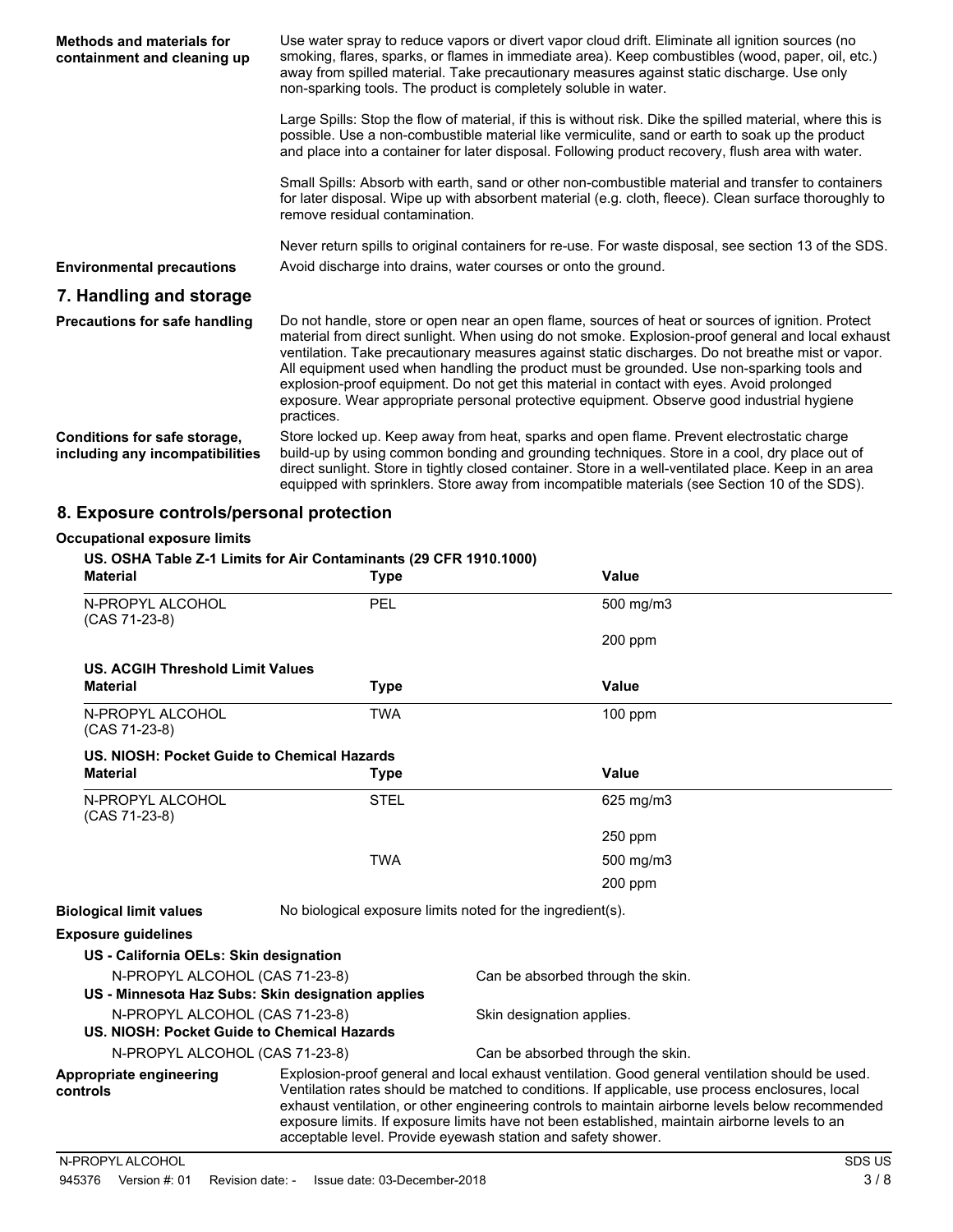**Methods and materials for containment and cleaning up**

Use water spray to reduce vapors or divert vapor cloud drift. Eliminate all ignition sources (no smoking, flares, sparks, or flames in immediate area). Keep combustibles (wood, paper, oil, etc.) away from spilled material. Take precautionary measures against static discharge. Use only non-sparking tools. The product is completely soluble in water.

Large Spills: Stop the flow of material, if this is without risk. Dike the spilled material, where this is possible. Use a non-combustible material like vermiculite, sand or earth to soak up the product and place into a container for later disposal. Following product recovery, flush area with water.

Small Spills: Absorb with earth, sand or other non-combustible material and transfer to containers for later disposal. Wipe up with absorbent material (e.g. cloth, fleece). Clean surface thoroughly to remove residual contamination.

Never return spills to original containers for re-use. For waste disposal, see section 13 of the SDS.

**Environmental precautions**

Avoid discharge into drains, water courses or onto the ground.

## 7. Handling and storage

**Precautions for safe handling**

Do not handle, store or open near an open flame, sources of heat or sources of ignition. Protect material from direct sunlight. When using do not smoke. Explosion-proof general and local exhaust ventilation. Take precautionary measures against static discharges. Do not breathe mist or vapor. All equipment used when handling the product must be grounded. Use non-sparking tools and explosion-proof equipment. Do not get this material in contact with eyes. Avoid prolonged exposure. Wear appropriate personal protective equipment. Observe good industrial hygiene practices.

**Conditions for safe storage, including any incompatibilities**

Store locked up. Keep away from heat, sparks and open flame. Prevent electrostatic charge build-up by using common bonding and grounding techniques. Store in a cool, dry place out of direct sunlight. Store in tightly closed container. Store in a well-ventilated place. Keep in an area equipped with sprinklers. Store away from incompatible materials (see Section 10 of the SDS).

## 8. Exposure controls/personal protection

**Occupational exposure limits**

**US. OSHA Table Z-1 Limits for Air Contaminants (29 CFR 1910.1000)**

| Material | Type | Value |
|---|---|---|
| N-PROPYL ALCOHOL (CAS 71-23-8) | PEL | 500 mg/m3 |
| | | 200 ppm |

**US. ACGIH Threshold Limit Values**

| Material | Type | Value |
|---|---|---|
| N-PROPYL ALCOHOL (CAS 71-23-8) | TWA | 100 ppm |

**US. NIOSH: Pocket Guide to Chemical Hazards**

| Material | Type | Value |
|---|---|---|
| N-PROPYL ALCOHOL (CAS 71-23-8) | STEL | 625 mg/m3 |
| | | 250 ppm |
| | TWA | 500 mg/m3 |
| | | 200 ppm |

**Biological limit values**

No biological exposure limits noted for the ingredient(s).

**Exposure guidelines**

**US - California OELs: Skin designation**

N-PROPYL ALCOHOL (CAS 71-23-8) — Can be absorbed through the skin.

**US - Minnesota Haz Subs: Skin designation applies**

N-PROPYL ALCOHOL (CAS 71-23-8) — Skin designation applies.

**US. NIOSH: Pocket Guide to Chemical Hazards**

N-PROPYL ALCOHOL (CAS 71-23-8) — Can be absorbed through the skin.

**Appropriate engineering controls**

Explosion-proof general and local exhaust ventilation. Good general ventilation should be used. Ventilation rates should be matched to conditions. If applicable, use process enclosures, local exhaust ventilation, or other engineering controls to maintain airborne levels below recommended exposure limits. If exposure limits have not been established, maintain airborne levels to an acceptable level. Provide eyewash station and safety shower.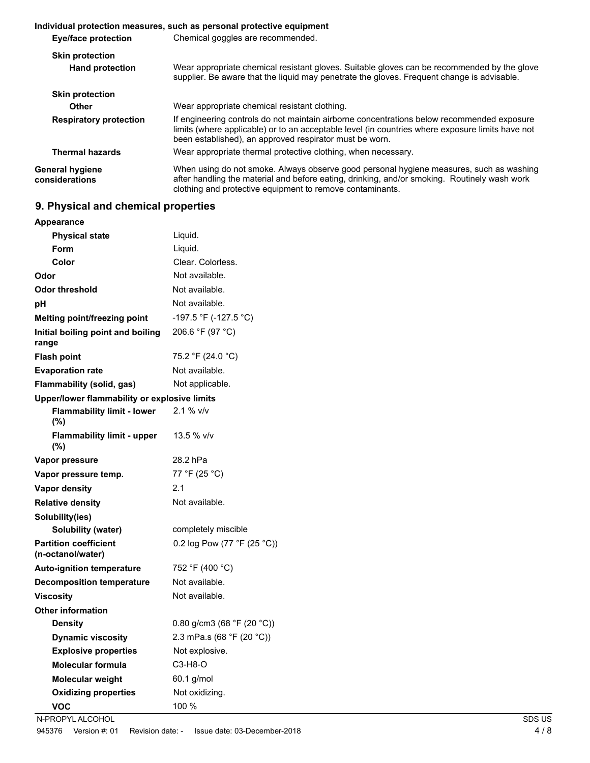**Individual protection measures, such as personal protective equipment**

| | |
|---|---|
| **Eye/face protection** | Chemical goggles are recommended. |
| **Skin protection** | |
| **Hand protection** | Wear appropriate chemical resistant gloves. Suitable gloves can be recommended by the glove supplier. Be aware that the liquid may penetrate the gloves. Frequent change is advisable. |
| **Skin protection** | |
| **Other** | Wear appropriate chemical resistant clothing. |
| **Respiratory protection** | If engineering controls do not maintain airborne concentrations below recommended exposure limits (where applicable) or to an acceptable level (in countries where exposure limits have not been established), an approved respirator must be worn. |
| **Thermal hazards** | Wear appropriate thermal protective clothing, when necessary. |
| **General hygiene considerations** | When using do not smoke. Always observe good personal hygiene measures, such as washing after handling the material and before eating, drinking, and/or smoking. Routinely wash work clothing and protective equipment to remove contaminants. |

## 9. Physical and chemical properties

| | |
|---|---|
| **Appearance** | |
| **Physical state** | Liquid. |
| **Form** | Liquid. |
| **Color** | Clear. Colorless. |
| **Odor** | Not available. |
| **Odor threshold** | Not available. |
| **pH** | Not available. |
| **Melting point/freezing point** | -197.5 °F (-127.5 °C) |
| **Initial boiling point and boiling range** | 206.6 °F (97 °C) |
| **Flash point** | 75.2 °F (24.0 °C) |
| **Evaporation rate** | Not available. |
| **Flammability (solid, gas)** | Not applicable. |
| **Upper/lower flammability or explosive limits** | |
| **Flammability limit - lower (%)** | 2.1 % v/v |
| **Flammability limit - upper (%)** | 13.5 % v/v |
| **Vapor pressure** | 28.2 hPa |
| **Vapor pressure temp.** | 77 °F (25 °C) |
| **Vapor density** | 2.1 |
| **Relative density** | Not available. |
| **Solubility(ies)** | |
| **Solubility (water)** | completely miscible |
| **Partition coefficient (n-octanol/water)** | 0.2 log Pow (77 °F (25 °C)) |
| **Auto-ignition temperature** | 752 °F (400 °C) |
| **Decomposition temperature** | Not available. |
| **Viscosity** | Not available. |
| **Other information** | |
| **Density** | 0.80 g/cm3 (68 °F (20 °C)) |
| **Dynamic viscosity** | 2.3 mPa.s (68 °F (20 °C)) |
| **Explosive properties** | Not explosive. |
| **Molecular formula** | C3-H8-O |
| **Molecular weight** | 60.1 g/mol |
| **Oxidizing properties** | Not oxidizing. |
| **VOC** | 100 % |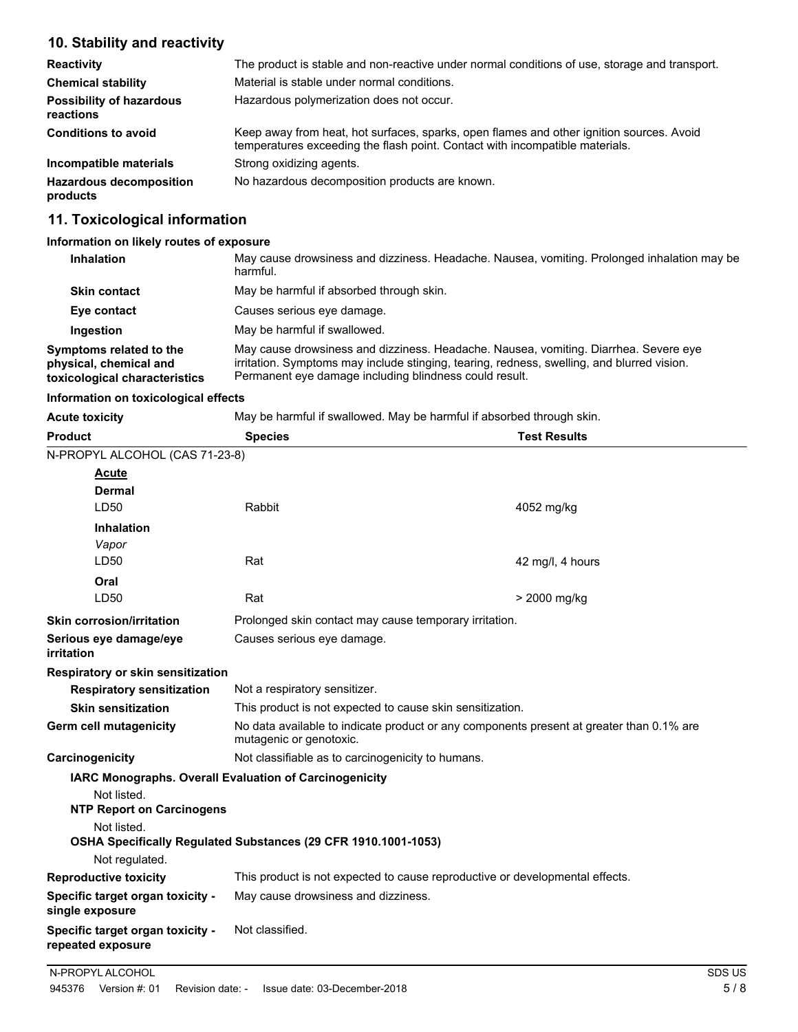## 10. Stability and reactivity

| | |
|---|---|
| **Reactivity** | The product is stable and non-reactive under normal conditions of use, storage and transport. |
| **Chemical stability** | Material is stable under normal conditions. |
| **Possibility of hazardous reactions** | Hazardous polymerization does not occur. |
| **Conditions to avoid** | Keep away from heat, hot surfaces, sparks, open flames and other ignition sources. Avoid temperatures exceeding the flash point. Contact with incompatible materials. |
| **Incompatible materials** | Strong oxidizing agents. |
| **Hazardous decomposition products** | No hazardous decomposition products are known. |

## 11. Toxicological information

### Information on likely routes of exposure

| | |
|---|---|
| **Inhalation** | May cause drowsiness and dizziness. Headache. Nausea, vomiting. Prolonged inhalation may be harmful. |
| **Skin contact** | May be harmful if absorbed through skin. |
| **Eye contact** | Causes serious eye damage. |
| **Ingestion** | May be harmful if swallowed. |
| **Symptoms related to the physical, chemical and toxicological characteristics** | May cause drowsiness and dizziness. Headache. Nausea, vomiting. Diarrhea. Severe eye irritation. Symptoms may include stinging, tearing, redness, swelling, and blurred vision. Permanent eye damage including blindness could result. |

### Information on toxicological effects

**Acute toxicity** May be harmful if swallowed. May be harmful if absorbed through skin.

| Product | Species | Test Results |
|---|---|---|
| N-PROPYL ALCOHOL (CAS 71-23-8) | | |
| **Acute** | | |
| **Dermal** | | |
| LD50 | Rabbit | 4052 mg/kg |
| **Inhalation** | | |
| *Vapor* | | |
| LD50 | Rat | 42 mg/l, 4 hours |
| **Oral** | | |
| LD50 | Rat | > 2000 mg/kg |

| | |
|---|---|
| **Skin corrosion/irritation** | Prolonged skin contact may cause temporary irritation. |
| **Serious eye damage/eye irritation** | Causes serious eye damage. |

**Respiratory or skin sensitization**

| | |
|---|---|
| **Respiratory sensitization** | Not a respiratory sensitizer. |
| **Skin sensitization** | This product is not expected to cause skin sensitization. |
| **Germ cell mutagenicity** | No data available to indicate product or any components present at greater than 0.1% are mutagenic or genotoxic. |
| **Carcinogenicity** | Not classifiable as to carcinogenicity to humans. |

**IARC Monographs. Overall Evaluation of Carcinogenicity**

Not listed.

**NTP Report on Carcinogens**

Not listed.

**OSHA Specifically Regulated Substances (29 CFR 1910.1001-1053)**

Not regulated.

| | |
|---|---|
| **Reproductive toxicity** | This product is not expected to cause reproductive or developmental effects. |
| **Specific target organ toxicity - single exposure** | May cause drowsiness and dizziness. |
| **Specific target organ toxicity - repeated exposure** | Not classified. |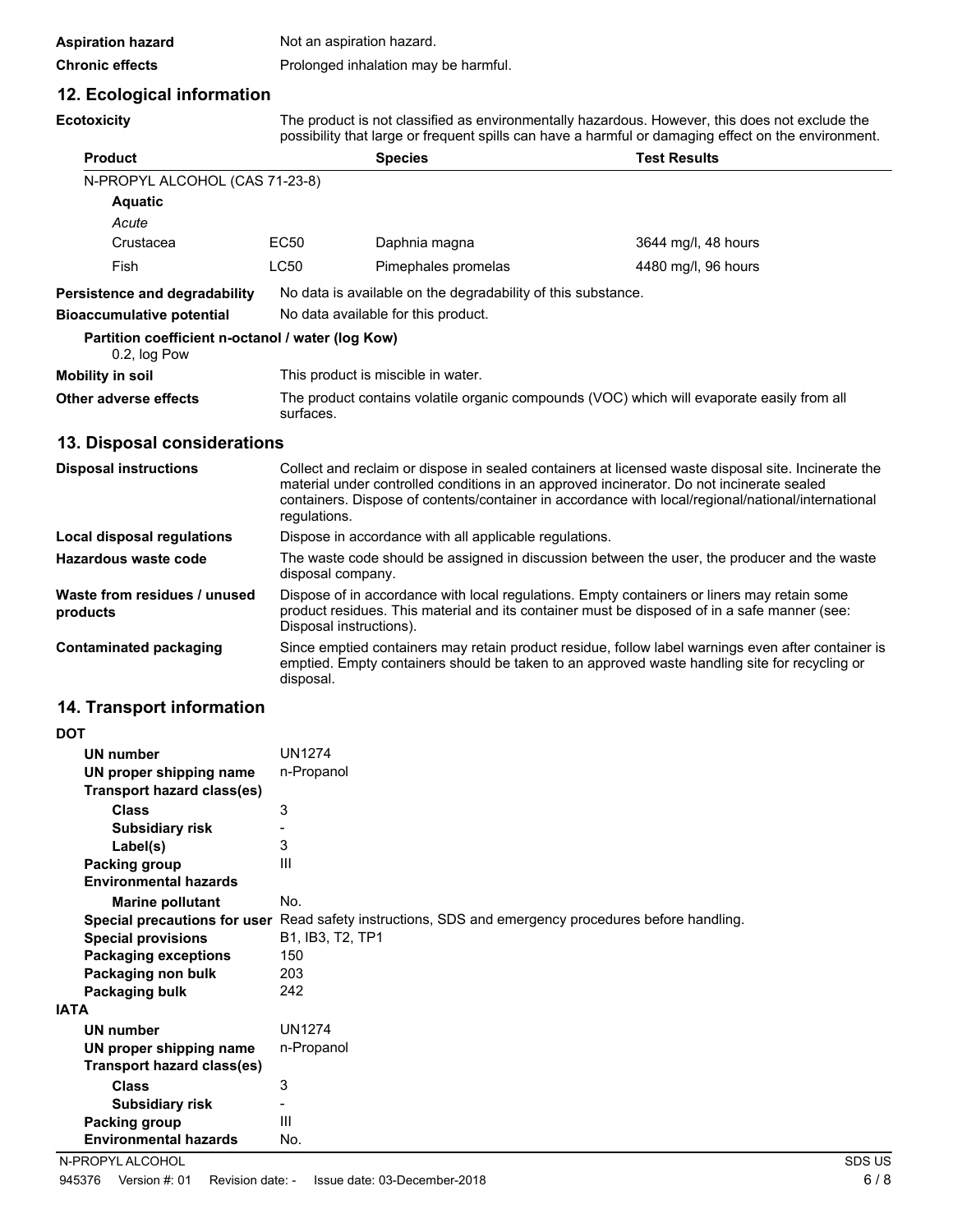**Aspiration hazard** Not an aspiration hazard.

**Chronic effects** Prolonged inhalation may be harmful.

## 12. Ecological information

**Ecotoxicity** The product is not classified as environmentally hazardous. However, this does not exclude the possibility that large or frequent spills can have a harmful or damaging effect on the environment.

| Product | | Species | Test Results |
|---|---|---|---|
| N-PROPYL ALCOHOL (CAS 71-23-8) | | | |
| **Aquatic** | | | |
| *Acute* | | | |
| Crustacea | EC50 | Daphnia magna | 3644 mg/l, 48 hours |
| Fish | LC50 | Pimephales promelas | 4480 mg/l, 96 hours |

**Persistence and degradability** No data is available on the degradability of this substance.

**Bioaccumulative potential** No data available for this product.

**Partition coefficient n-octanol / water (log Kow)**
0.2, log Pow

**Mobility in soil** This product is miscible in water.

**Other adverse effects** The product contains volatile organic compounds (VOC) which will evaporate easily from all surfaces.

## 13. Disposal considerations

**Disposal instructions** Collect and reclaim or dispose in sealed containers at licensed waste disposal site. Incinerate the material under controlled conditions in an approved incinerator. Do not incinerate sealed containers. Dispose of contents/container in accordance with local/regional/national/international regulations.

**Local disposal regulations** Dispose in accordance with all applicable regulations.

**Hazardous waste code** The waste code should be assigned in discussion between the user, the producer and the waste disposal company.

**Waste from residues / unused products** Dispose of in accordance with local regulations. Empty containers or liners may retain some product residues. This material and its container must be disposed of in a safe manner (see: Disposal instructions).

**Contaminated packaging** Since emptied containers may retain product residue, follow label warnings even after container is emptied. Empty containers should be taken to an approved waste handling site for recycling or disposal.

## 14. Transport information

**DOT**

- **UN number** UN1274
- **UN proper shipping name** n-Propanol
- **Transport hazard class(es)**
  - **Class** 3
  - **Subsidiary risk** -
  - **Label(s)** 3
- **Packing group** III
- **Environmental hazards**
  - **Marine pollutant** No.
- **Special precautions for user** Read safety instructions, SDS and emergency procedures before handling.
- **Special provisions** B1, IB3, T2, TP1
- **Packaging exceptions** 150
- **Packaging non bulk** 203
- **Packaging bulk** 242

**IATA**

- **UN number** UN1274
- **UN proper shipping name** n-Propanol
- **Transport hazard class(es)**
  - **Class** 3
  - **Subsidiary risk** -
- **Packing group** III
- **Environmental hazards** No.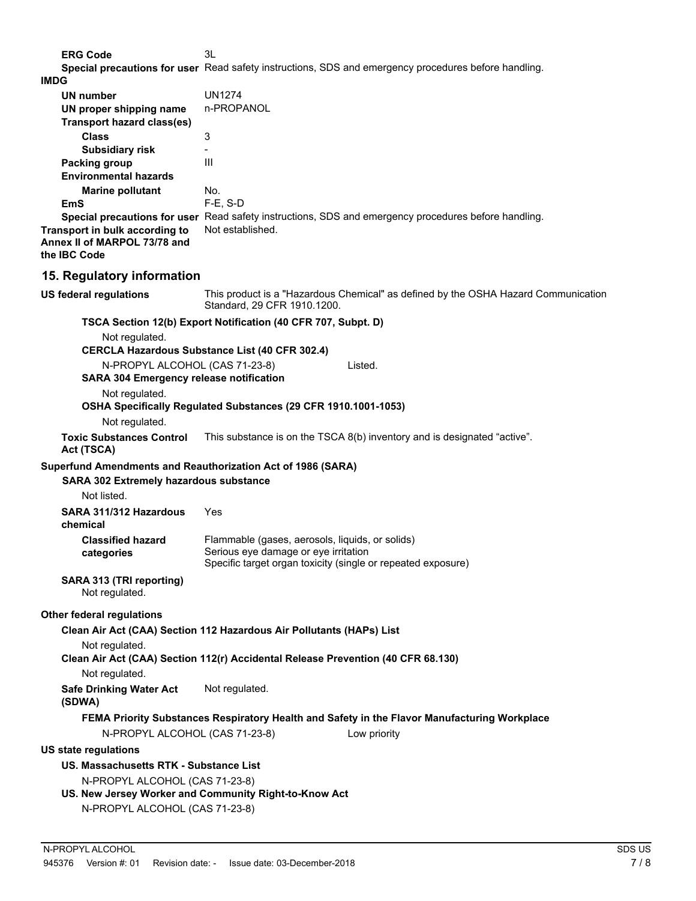| | |
|---|---|
| **ERG Code** | 3L |
| **Special precautions for user** | Read safety instructions, SDS and emergency procedures before handling. |

**IMDG**

| | |
|---|---|
| **UN number** | UN1274 |
| **UN proper shipping name** | n-PROPANOL |
| **Transport hazard class(es)** | |
| **Class** | 3 |
| **Subsidiary risk** | - |
| **Packing group** | III |
| **Environmental hazards** | |
| **Marine pollutant** | No. |
| **EmS** | F-E, S-D |
| **Special precautions for user** | Read safety instructions, SDS and emergency procedures before handling. |
| **Transport in bulk according to Annex II of MARPOL 73/78 and the IBC Code** | Not established. |

## 15. Regulatory information

**US federal regulations** This product is a "Hazardous Chemical" as defined by the OSHA Hazard Communication Standard, 29 CFR 1910.1200.

**TSCA Section 12(b) Export Notification (40 CFR 707, Subpt. D)**

Not regulated.

**CERCLA Hazardous Substance List (40 CFR 302.4)**

N-PROPYL ALCOHOL (CAS 71-23-8) Listed.

**SARA 304 Emergency release notification**

Not regulated.

**OSHA Specifically Regulated Substances (29 CFR 1910.1001-1053)**

Not regulated.

**Toxic Substances Control Act (TSCA)** This substance is on the TSCA 8(b) inventory and is designated “active”.

**Superfund Amendments and Reauthorization Act of 1986 (SARA)**

**SARA 302 Extremely hazardous substance**

Not listed.

**SARA 311/312 Hazardous chemical** Yes

**Classified hazard categories**
Flammable (gases, aerosols, liquids, or solids)
Serious eye damage or eye irritation
Specific target organ toxicity (single or repeated exposure)

**SARA 313 (TRI reporting)**
Not regulated.

**Other federal regulations**

**Clean Air Act (CAA) Section 112 Hazardous Air Pollutants (HAPs) List**

Not regulated.

**Clean Air Act (CAA) Section 112(r) Accidental Release Prevention (40 CFR 68.130)**

Not regulated.

**Safe Drinking Water Act (SDWA)** Not regulated.

**FEMA Priority Substances Respiratory Health and Safety in the Flavor Manufacturing Workplace**

N-PROPYL ALCOHOL (CAS 71-23-8) Low priority

**US state regulations**

**US. Massachusetts RTK - Substance List**

N-PROPYL ALCOHOL (CAS 71-23-8)

**US. New Jersey Worker and Community Right-to-Know Act**

N-PROPYL ALCOHOL (CAS 71-23-8)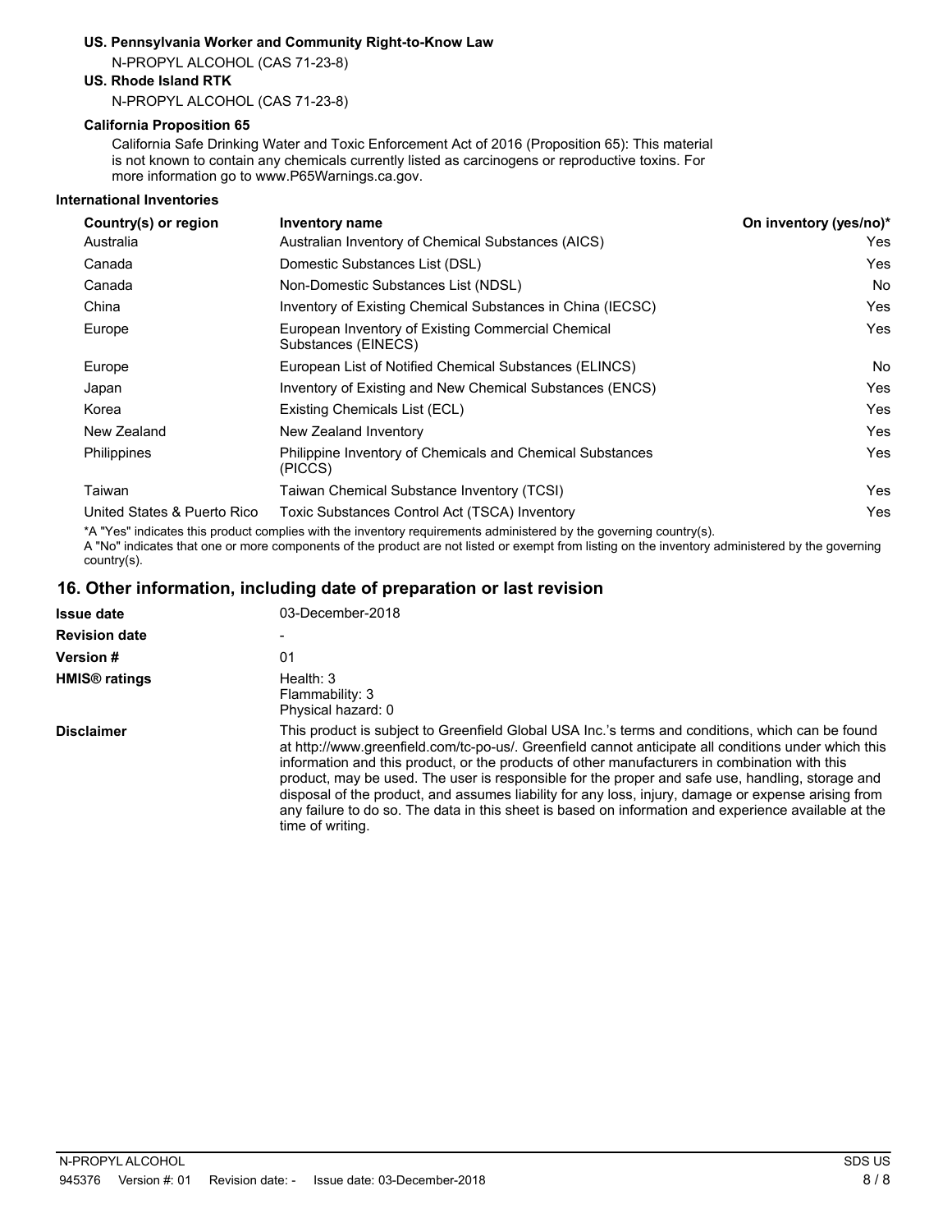**US. Pennsylvania Worker and Community Right-to-Know Law**

N-PROPYL ALCOHOL (CAS 71-23-8)

**US. Rhode Island RTK**

N-PROPYL ALCOHOL (CAS 71-23-8)

**California Proposition 65**

California Safe Drinking Water and Toxic Enforcement Act of 2016 (Proposition 65): This material is not known to contain any chemicals currently listed as carcinogens or reproductive toxins. For more information go to www.P65Warnings.ca.gov.

**International Inventories**

| Country(s) or region | Inventory name | On inventory (yes/no)* |
|---|---|---|
| Australia | Australian Inventory of Chemical Substances (AICS) | Yes |
| Canada | Domestic Substances List (DSL) | Yes |
| Canada | Non-Domestic Substances List (NDSL) | No |
| China | Inventory of Existing Chemical Substances in China (IECSC) | Yes |
| Europe | European Inventory of Existing Commercial Chemical Substances (EINECS) | Yes |
| Europe | European List of Notified Chemical Substances (ELINCS) | No |
| Japan | Inventory of Existing and New Chemical Substances (ENCS) | Yes |
| Korea | Existing Chemicals List (ECL) | Yes |
| New Zealand | New Zealand Inventory | Yes |
| Philippines | Philippine Inventory of Chemicals and Chemical Substances (PICCS) | Yes |
| Taiwan | Taiwan Chemical Substance Inventory (TCSI) | Yes |
| United States & Puerto Rico | Toxic Substances Control Act (TSCA) Inventory | Yes |

*A "Yes" indicates this product complies with the inventory requirements administered by the governing country(s).
A "No" indicates that one or more components of the product are not listed or exempt from listing on the inventory administered by the governing country(s).

## 16. Other information, including date of preparation or last revision

**Issue date** 03-December-2018

**Revision date** -

**Version #** 01

**HMIS® ratings**
Health: 3
Flammability: 3
Physical hazard: 0

**Disclaimer**
This product is subject to Greenfield Global USA Inc.'s terms and conditions, which can be found at http://www.greenfield.com/tc-po-us/. Greenfield cannot anticipate all conditions under which this information and this product, or the products of other manufacturers in combination with this product, may be used. The user is responsible for the proper and safe use, handling, storage and disposal of the product, and assumes liability for any loss, injury, damage or expense arising from any failure to do so. The data in this sheet is based on information and experience available at the time of writing.